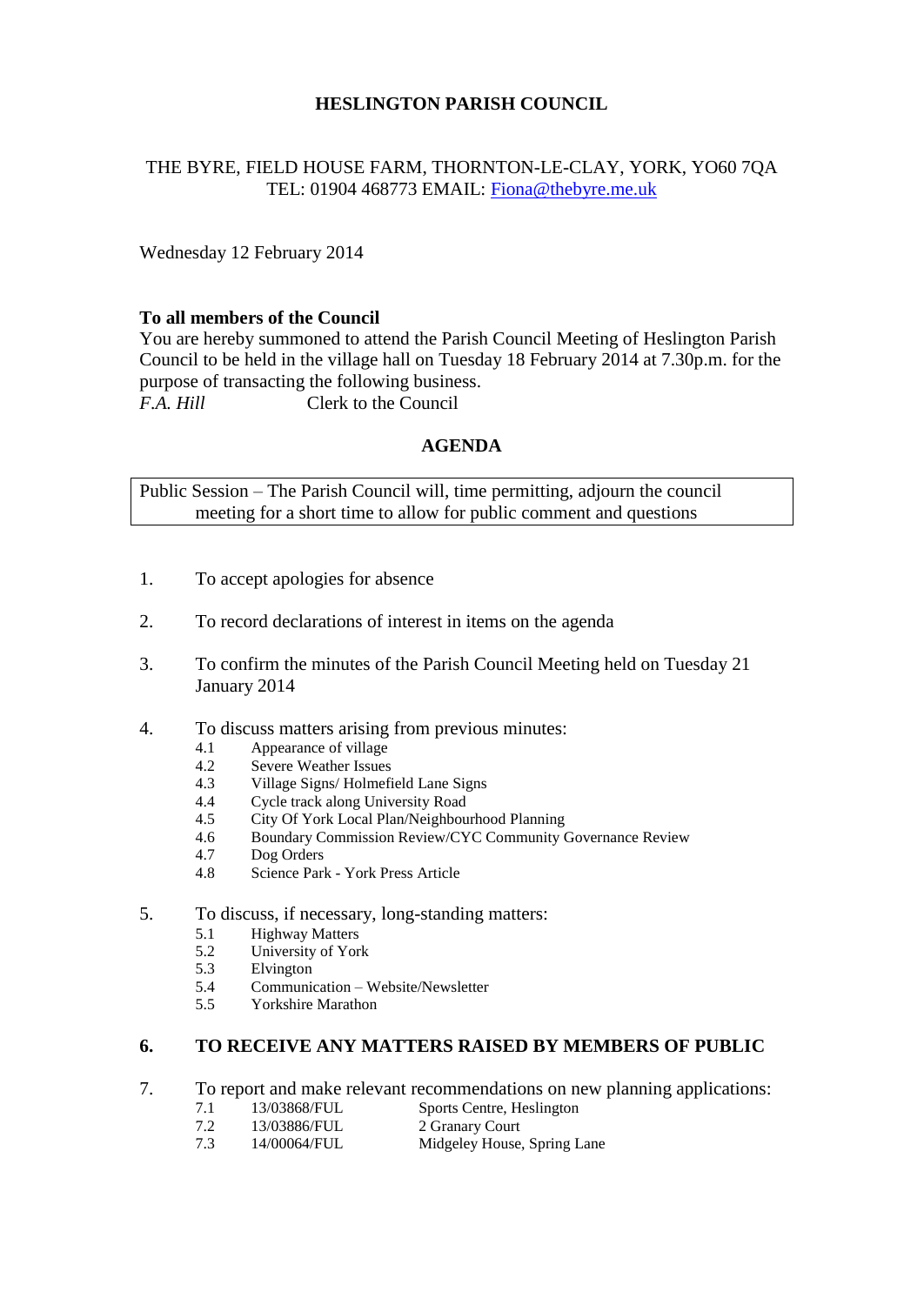# HESLINGTON PARISH COUNCIL

THE BYRE, FIELD HOUSE FARM, THORNTON-LE-CLAY, YORK, YO60 7QA
TEL: 01904 468773 EMAIL: Fiona@thebyre.me.uk

Wednesday 12 February 2014

**To all members of the Council**
You are hereby summoned to attend the Parish Council Meeting of Heslington Parish Council to be held in the village hall on Tuesday 18 February 2014 at 7.30p.m. for the purpose of transacting the following business.
*F.A. Hill* Clerk to the Council

## AGENDA

Public Session – The Parish Council will, time permitting, adjourn the council meeting for a short time to allow for public comment and questions

1. To accept apologies for absence

2. To record declarations of interest in items on the agenda

3. To confirm the minutes of the Parish Council Meeting held on Tuesday 21 January 2014

4. To discuss matters arising from previous minutes:
   - 4.1 Appearance of village
   - 4.2 Severe Weather Issues
   - 4.3 Village Signs/ Holmefield Lane Signs
   - 4.4 Cycle track along University Road
   - 4.5 City Of York Local Plan/Neighbourhood Planning
   - 4.6 Boundary Commission Review/CYC Community Governance Review
   - 4.7 Dog Orders
   - 4.8 Science Park - York Press Article

5. To discuss, if necessary, long-standing matters:
   - 5.1 Highway Matters
   - 5.2 University of York
   - 5.3 Elvington
   - 5.4 Communication – Website/Newsletter
   - 5.5 Yorkshire Marathon

6. **TO RECEIVE ANY MATTERS RAISED BY MEMBERS OF PUBLIC**

7. To report and make relevant recommendations on new planning applications:
   - 7.1 13/03868/FUL Sports Centre, Heslington
   - 7.2 13/03886/FUL 2 Granary Court
   - 7.3 14/00064/FUL Midgeley House, Spring Lane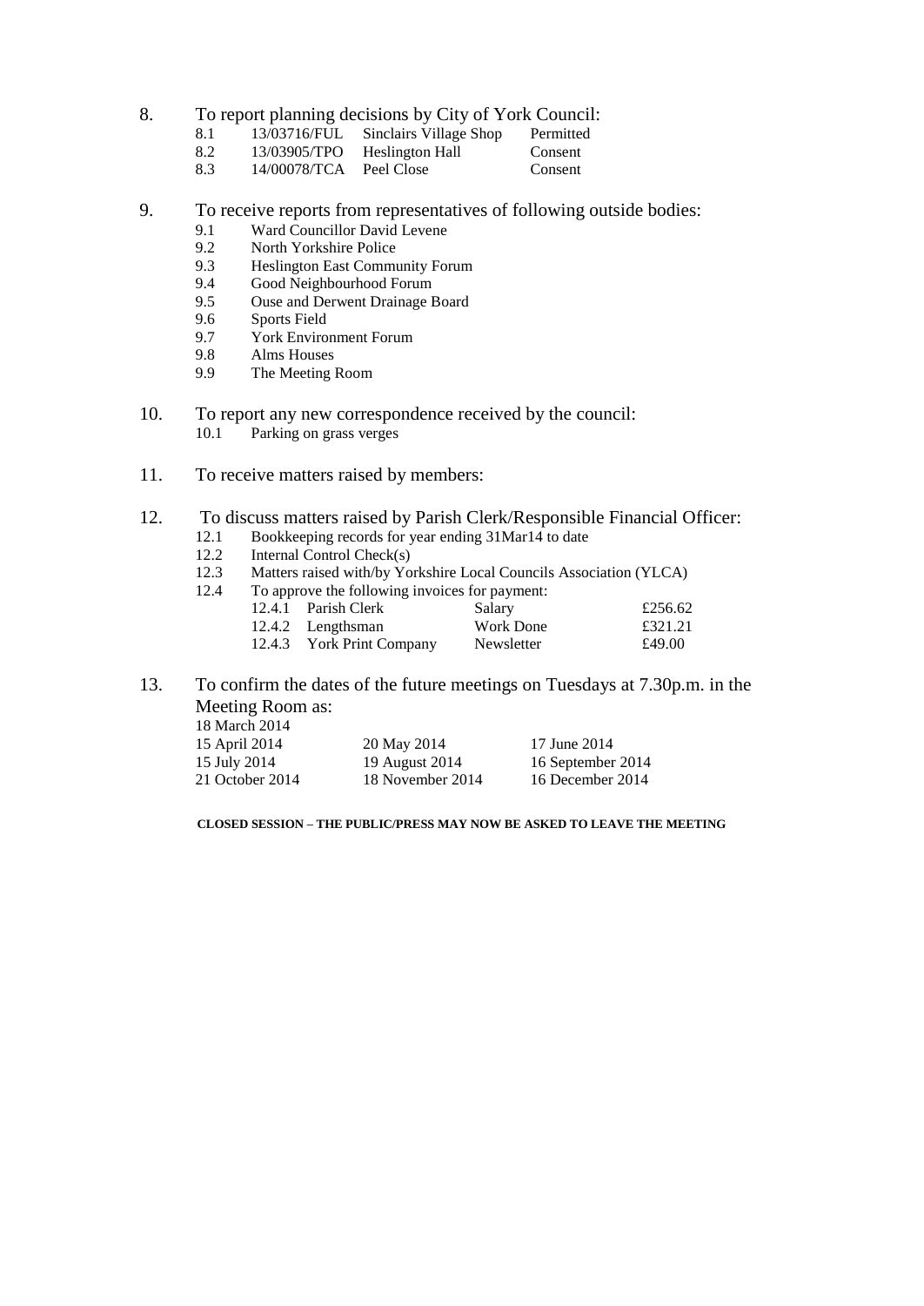8. To report planning decisions by City of York Council:

| | | | |
|---|---|---|---|
| 8.1 | 13/03716/FUL | Sinclairs Village Shop | Permitted |
| 8.2 | 13/03905/TPO | Heslington Hall | Consent |
| 8.3 | 14/00078/TCA | Peel Close | Consent |

9. To receive reports from representatives of following outside bodies:
   - 9.1 Ward Councillor David Levene
   - 9.2 North Yorkshire Police
   - 9.3 Heslington East Community Forum
   - 9.4 Good Neighbourhood Forum
   - 9.5 Ouse and Derwent Drainage Board
   - 9.6 Sports Field
   - 9.7 York Environment Forum
   - 9.8 Alms Houses
   - 9.9 The Meeting Room

10. To report any new correspondence received by the council:
    - 10.1 Parking on grass verges

11. To receive matters raised by members:

12. To discuss matters raised by Parish Clerk/Responsible Financial Officer:
    - 12.1 Bookkeeping records for year ending 31Mar14 to date
    - 12.2 Internal Control Check(s)
    - 12.3 Matters raised with/by Yorkshire Local Councils Association (YLCA)
    - 12.4 To approve the following invoices for payment:

| | | | |
|---|---|---|---|
| 12.4.1 | Parish Clerk | Salary | £256.62 |
| 12.4.2 | Lengthsman | Work Done | £321.21 |
| 12.4.3 | York Print Company | Newsletter | £49.00 |

13. To confirm the dates of the future meetings on Tuesdays at 7.30p.m. in the Meeting Room as:

| | | |
|---|---|---|
| 18 March 2014 | | |
| 15 April 2014 | 20 May 2014 | 17 June 2014 |
| 15 July 2014 | 19 August 2014 | 16 September 2014 |
| 21 October 2014 | 18 November 2014 | 16 December 2014 |

**CLOSED SESSION – THE PUBLIC/PRESS MAY NOW BE ASKED TO LEAVE THE MEETING**